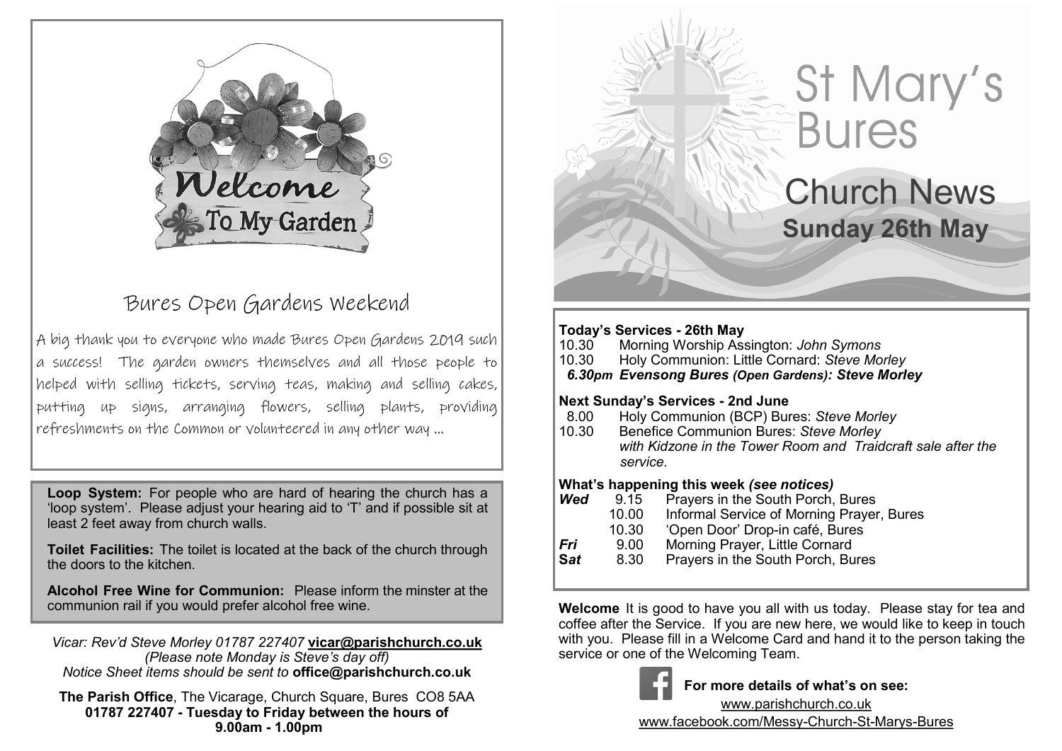# Bures Open Gardens Weekend

A big thank you to everyone who made Bures Open Gardens 2019 such a success! The garden owners themselves and all those people to helped with selling tickets, serving teas, making and selling cakes, putting up signs, arranging flowers, selling plants, providing refreshments on the Common or volunteered in any other way ...

**Loop System:** For people who are hard of hearing the church has a 'loop system'. Please adjust your hearing aid to 'T' and if possible sit at least 2 feet away from church walls.

**Toilet Facilities:** The toilet is located at the back of the church through the doors to the kitchen.

**Alcohol Free Wine for Communion:** Please inform the minster at the communion rail if you would prefer alcohol free wine.

*Vicar: Rev'd Steve Morley 01787 227407* **vicar@parishchurch.co.uk**
*(Please note Monday is Steve's day off)*
*Notice Sheet items should be sent to* **office@parishchurch.co.uk**

**The Parish Office**, The Vicarage, Church Square, Bures CO8 5AA
**01787 227407 - Tuesday to Friday between the hours of 9.00am - 1.00pm**

# St Mary's Bures

## Church News

### Sunday 26th May

**Today's Services - 26th May**

10.30 Morning Worship Assington: *John Symons*
10.30 Holy Communion: Little Cornard: *Steve Morley*
***6.30pm Evensong Bures (Open Gardens): Steve Morley***

**Next Sunday's Services - 2nd June**

8.00 Holy Communion (BCP) Bures: *Steve Morley*
10.30 Benefice Communion Bures: *Steve Morley*
*with Kidzone in the Tower Room and Traidcraft sale after the service.*

**What's happening this week** ***(see notices)***

| | | |
|---|---|---|
| ***Wed*** | 9.15 | Prayers in the South Porch, Bures |
| | 10.00 | Informal Service of Morning Prayer, Bures |
| | 10.30 | 'Open Door' Drop-in café, Bures |
| ***Fri*** | 9.00 | Morning Prayer, Little Cornard |
| ***Sat*** | 8.30 | Prayers in the South Porch, Bures |

**Welcome** It is good to have you all with us today. Please stay for tea and coffee after the Service. If you are new here, we would like to keep in touch with you. Please fill in a Welcome Card and hand it to the person taking the service or one of the Welcoming Team.

**For more details of what's on see:**
www.parishchurch.co.uk
www.facebook.com/Messy-Church-St-Marys-Bures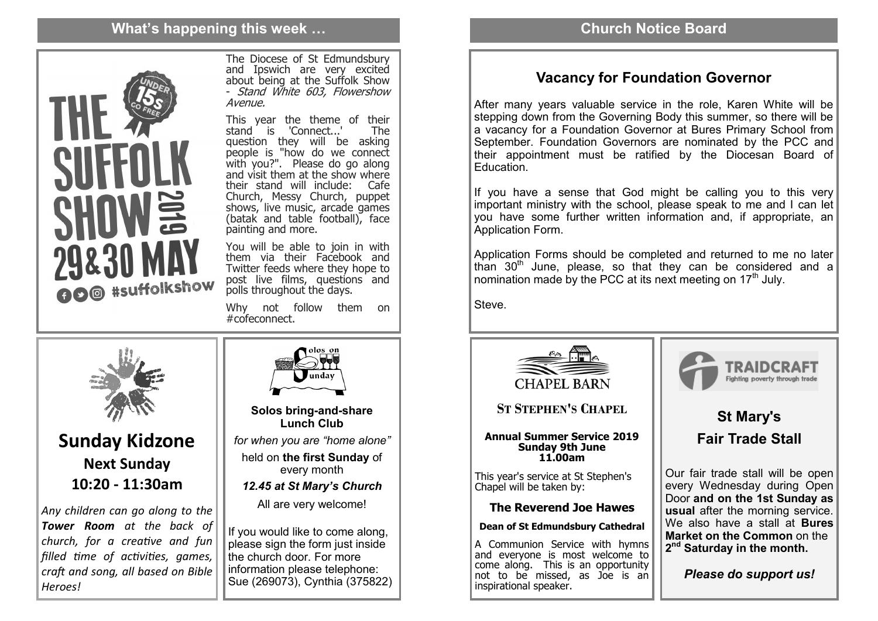## What's happening this week …

THE SUFFOLK SHOW 2019
29 & 30 MAY
UNDER 15s GO FREE
#suffolkshow

The Diocese of St Edmundsbury and Ipswich are very excited about being at the Suffolk Show - *Stand White 603, Flowershow Avenue.*

This year the theme of their stand is 'Connect...' The question they will be asking people is "how do we connect with you?". Please do go along and visit them at the show where their stand will include: Cafe Church, Messy Church, puppet shows, live music, arcade games (batak and table football), face painting and more.

You will be able to join in with them via their Facebook and Twitter feeds where they hope to post live films, questions and polls throughout the days.

Why not follow them on #cofeconnect.

### Sunday Kidzone

**Next Sunday**

**10:20 - 11:30am**

*Any children can go along to the* ***Tower Room*** *at the back of church, for a creative and fun filled time of activities, games, craft and song, all based on Bible Heroes!*

### Solos on Sunday

**Solos bring-and-share Lunch Club**

*for when you are "home alone"*

held on **the first Sunday** of every month

***12.45 at St Mary's Church***

All are very welcome!

If you would like to come along, please sign the form just inside the church door. For more information please telephone: Sue (269073), Cynthia (375822)

## Church Notice Board

### Vacancy for Foundation Governor

After many years valuable service in the role, Karen White will be stepping down from the Governing Body this summer, so there will be a vacancy for a Foundation Governor at Bures Primary School from September. Foundation Governors are nominated by the PCC and their appointment must be ratified by the Diocesan Board of Education.

If you have a sense that God might be calling you to this very important ministry with the school, please speak to me and I can let you have some further written information and, if appropriate, an Application Form.

Application Forms should be completed and returned to me no later than 30th June, please, so that they can be considered and a nomination made by the PCC at its next meeting on 17th July.

Steve.

### CHAPEL BARN

**ST STEPHEN'S CHAPEL**

**Annual Summer Service 2019**
**Sunday 9th June**
**11.00am**

This year's service at St Stephen's Chapel will be taken by:

**The Reverend Joe Hawes**

**Dean of St Edmundsbury Cathedral**

A Communion Service with hymns and everyone is most welcome to come along. This is an opportunity not to be missed, as Joe is an inspirational speaker.

### TRAIDCRAFT
Fighting poverty through trade

### St Mary's Fair Trade Stall

Our fair trade stall will be open every Wednesday during Open Door **and on the 1st Sunday as usual** after the morning service. We also have a stall at **Bures Market on the Common** on the **2nd Saturday in the month.**

***Please do support us!***